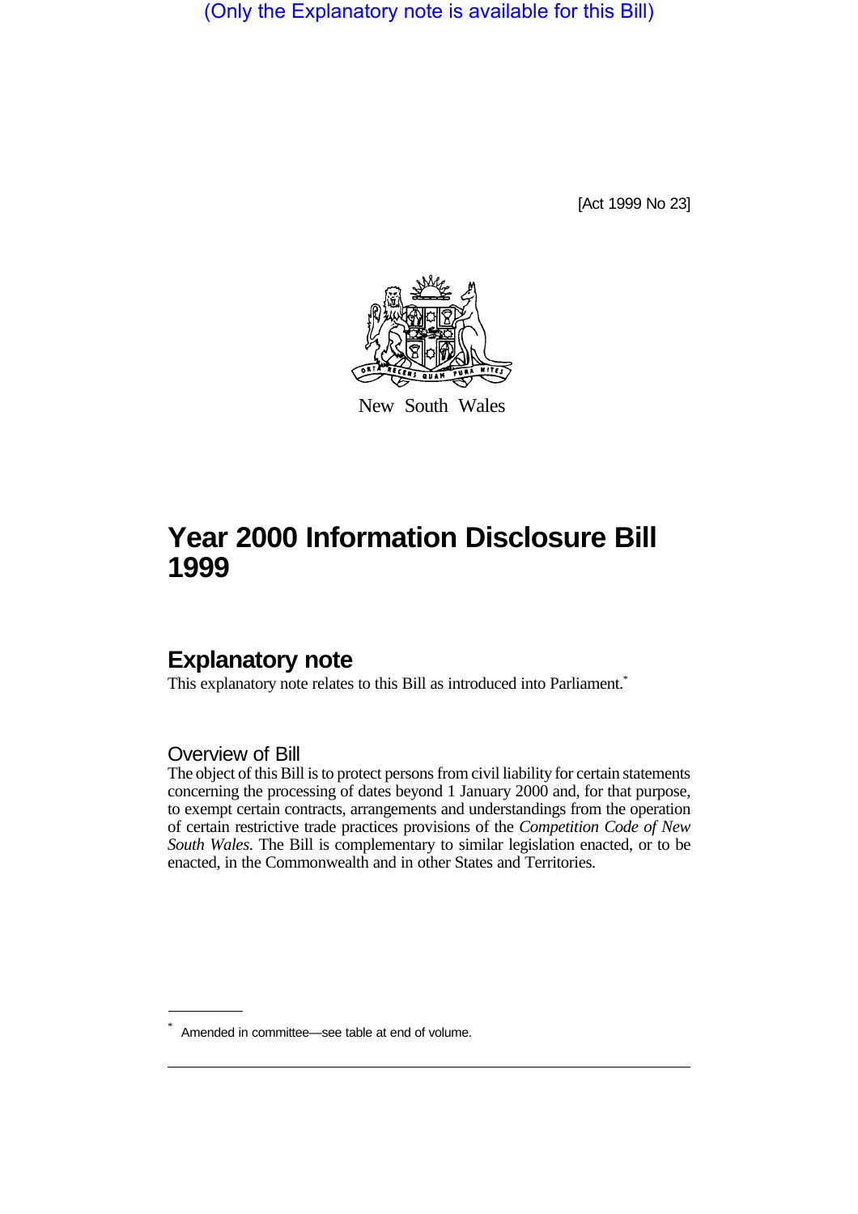(Only the Explanatory note is available for this Bill)

[Act 1999 No 23]

New South Wales

# Year 2000 Information Disclosure Bill 1999

## Explanatory note

This explanatory note relates to this Bill as introduced into Parliament.*

### Overview of Bill

The object of this Bill is to protect persons from civil liability for certain statements concerning the processing of dates beyond 1 January 2000 and, for that purpose, to exempt certain contracts, arrangements and understandings from the operation of certain restrictive trade practices provisions of the *Competition Code of New South Wales*. The Bill is complementary to similar legislation enacted, or to be enacted, in the Commonwealth and in other States and Territories.

* Amended in committee—see table at end of volume.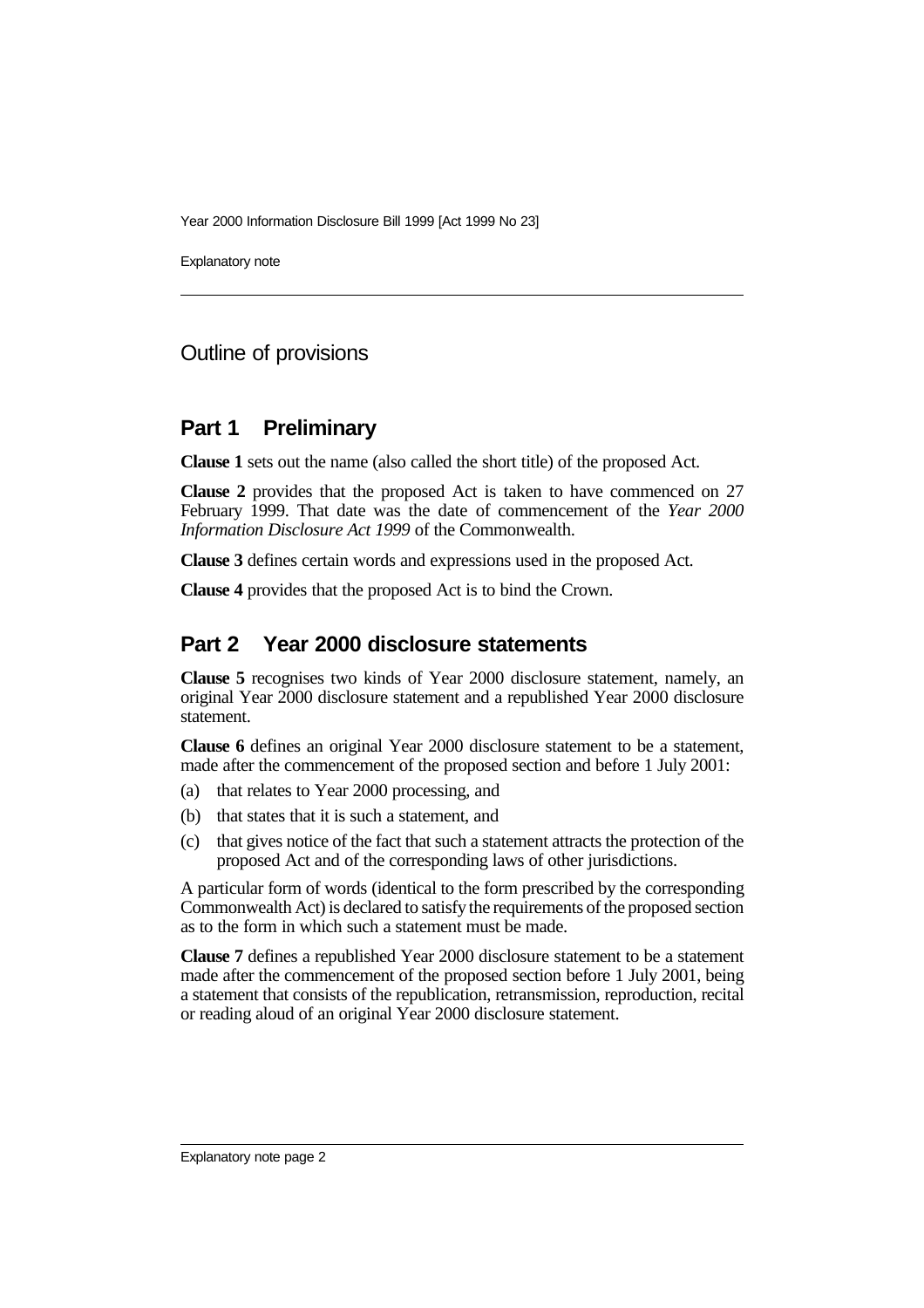## Outline of provisions

## Part 1 Preliminary

**Clause 1** sets out the name (also called the short title) of the proposed Act.

**Clause 2** provides that the proposed Act is taken to have commenced on 27 February 1999. That date was the date of commencement of the *Year 2000 Information Disclosure Act 1999* of the Commonwealth.

**Clause 3** defines certain words and expressions used in the proposed Act.

**Clause 4** provides that the proposed Act is to bind the Crown.

## Part 2 Year 2000 disclosure statements

**Clause 5** recognises two kinds of Year 2000 disclosure statement, namely, an original Year 2000 disclosure statement and a republished Year 2000 disclosure statement.

**Clause 6** defines an original Year 2000 disclosure statement to be a statement, made after the commencement of the proposed section and before 1 July 2001:

(a) that relates to Year 2000 processing, and

(b) that states that it is such a statement, and

(c) that gives notice of the fact that such a statement attracts the protection of the proposed Act and of the corresponding laws of other jurisdictions.

A particular form of words (identical to the form prescribed by the corresponding Commonwealth Act) is declared to satisfy the requirements of the proposed section as to the form in which such a statement must be made.

**Clause 7** defines a republished Year 2000 disclosure statement to be a statement made after the commencement of the proposed section before 1 July 2001, being a statement that consists of the republication, retransmission, reproduction, recital or reading aloud of an original Year 2000 disclosure statement.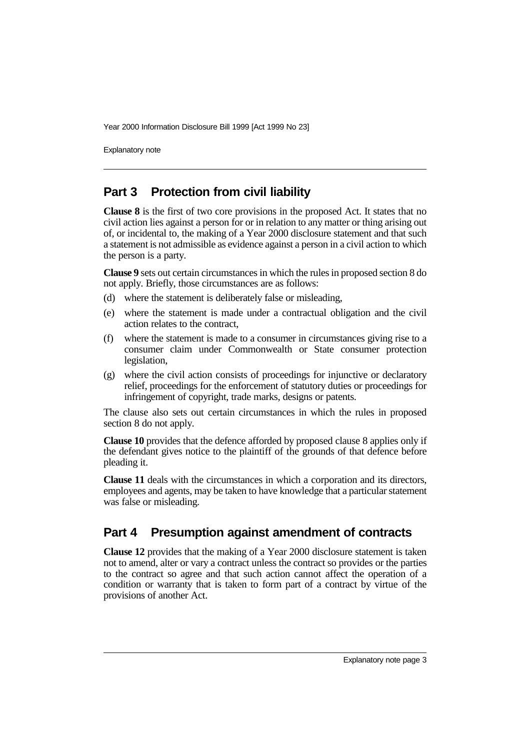## Part 3 Protection from civil liability

**Clause 8** is the first of two core provisions in the proposed Act. It states that no civil action lies against a person for or in relation to any matter or thing arising out of, or incidental to, the making of a Year 2000 disclosure statement and that such a statement is not admissible as evidence against a person in a civil action to which the person is a party.

**Clause 9** sets out certain circumstances in which the rules in proposed section 8 do not apply. Briefly, those circumstances are as follows:

(d) where the statement is deliberately false or misleading,

(e) where the statement is made under a contractual obligation and the civil action relates to the contract,

(f) where the statement is made to a consumer in circumstances giving rise to a consumer claim under Commonwealth or State consumer protection legislation,

(g) where the civil action consists of proceedings for injunctive or declaratory relief, proceedings for the enforcement of statutory duties or proceedings for infringement of copyright, trade marks, designs or patents.

The clause also sets out certain circumstances in which the rules in proposed section 8 do not apply.

**Clause 10** provides that the defence afforded by proposed clause 8 applies only if the defendant gives notice to the plaintiff of the grounds of that defence before pleading it.

**Clause 11** deals with the circumstances in which a corporation and its directors, employees and agents, may be taken to have knowledge that a particular statement was false or misleading.

## Part 4 Presumption against amendment of contracts

**Clause 12** provides that the making of a Year 2000 disclosure statement is taken not to amend, alter or vary a contract unless the contract so provides or the parties to the contract so agree and that such action cannot affect the operation of a condition or warranty that is taken to form part of a contract by virtue of the provisions of another Act.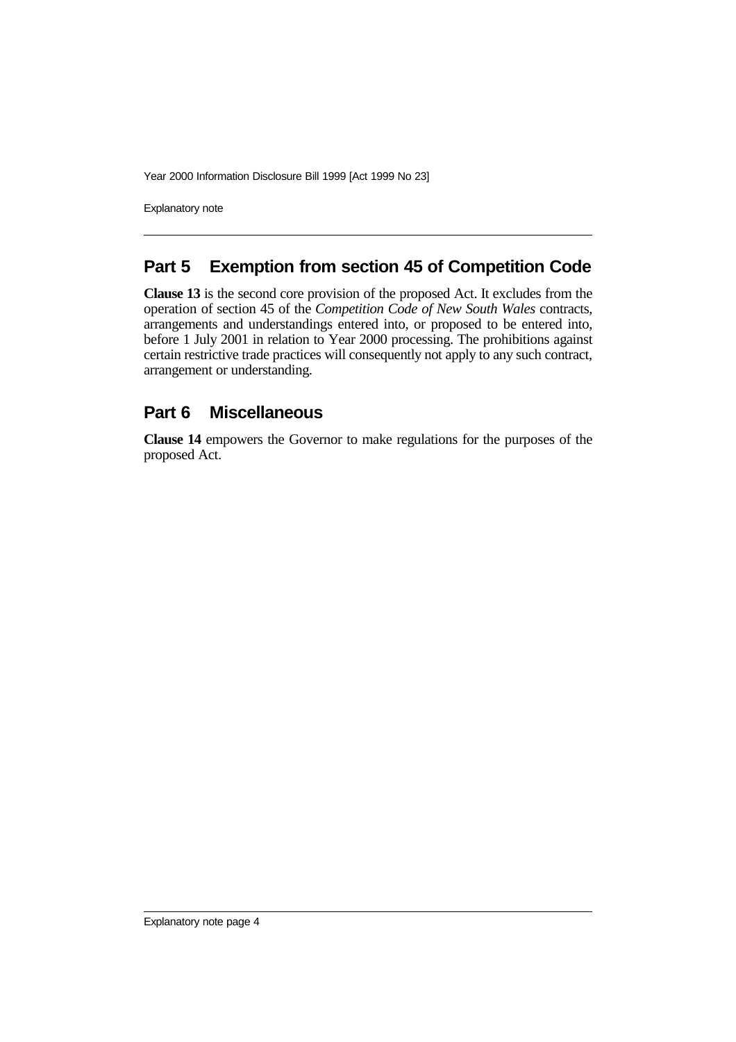## Part 5 Exemption from section 45 of Competition Code

**Clause 13** is the second core provision of the proposed Act. It excludes from the operation of section 45 of the *Competition Code of New South Wales* contracts, arrangements and understandings entered into, or proposed to be entered into, before 1 July 2001 in relation to Year 2000 processing. The prohibitions against certain restrictive trade practices will consequently not apply to any such contract, arrangement or understanding.

## Part 6 Miscellaneous

**Clause 14** empowers the Governor to make regulations for the purposes of the proposed Act.